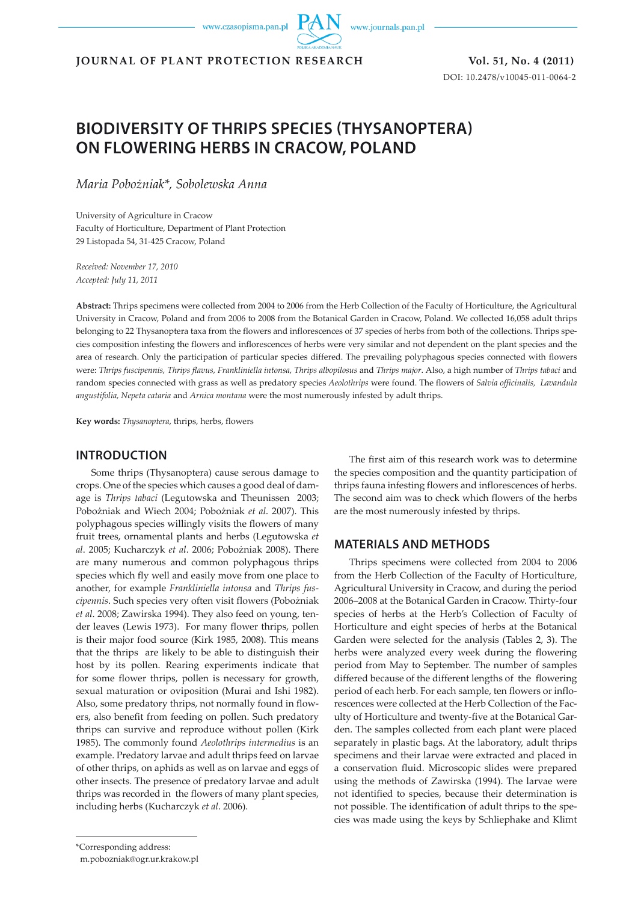**JOURNAL OF PLANT PROTECTION RESEARCH** **Vol. 51, No. 4 (2011)**

DOI: 10.2478/v10045-011-0064-2

# BIODIVERSITY OF THRIPS SPECIES (THYSANOPTERA) ON FLOWERING HERBS IN CRACOW, POLAND

*Maria Pobożniak\*, Sobolewska Anna*

University of Agriculture in Cracow
Faculty of Horticulture, Department of Plant Protection
29 Listopada 54, 31-425 Cracow, Poland

*Received: November 17, 2010*
*Accepted: July 11, 2011*

**Abstract:** Thrips specimens were collected from 2004 to 2006 from the Herb Collection of the Faculty of Horticulture, the Agricultural University in Cracow, Poland and from 2006 to 2008 from the Botanical Garden in Cracow, Poland. We collected 16,058 adult thrips belonging to 22 Thysanoptera taxa from the flowers and inflorescences of 37 species of herbs from both of the collections. Thrips species composition infesting the flowers and inflorescences of herbs were very similar and not dependent on the plant species and the area of research. Only the participation of particular species differed. The prevailing polyphagous species connected with flowers were: *Thrips fuscipennis, Thrips flavus, Frankliniella intonsa, Thrips albopilosus* and *Thrips major*. Also, a high number of *Thrips tabaci* and random species connected with grass as well as predatory species *Aeolothrips* were found. The flowers of *Salvia officinalis, Lavandula angustifolia, Nepeta cataria* and *Arnica montana* were the most numerously infested by adult thrips.

**Key words:** *Thysanoptera*, thrips, herbs, flowers

## INTRODUCTION

Some thrips (Thysanoptera) cause serous damage to crops. One of the species which causes a good deal of damage is *Thrips tabaci* (Legutowska and Theunissen 2003; Pobożniak and Wiech 2004; Pobożniak *et al*. 2007). This polyphagous species willingly visits the flowers of many fruit trees, ornamental plants and herbs (Legutowska *et al*. 2005; Kucharczyk *et al*. 2006; Pobożniak 2008). There are many numerous and common polyphagous thrips species which fly well and easily move from one place to another, for example *Frankliniella intonsa* and *Thrips fuscipennis*. Such species very often visit flowers (Pobożniak *et al*. 2008; Zawirska 1994). They also feed on young, tender leaves (Lewis 1973). For many flower thrips, pollen is their major food source (Kirk 1985, 2008). This means that the thrips are likely to be able to distinguish their host by its pollen. Rearing experiments indicate that for some flower thrips, pollen is necessary for growth, sexual maturation or oviposition (Murai and Ishi 1982). Also, some predatory thrips, not normally found in flowers, also benefit from feeding on pollen. Such predatory thrips can survive and reproduce without pollen (Kirk 1985). The commonly found *Aeolothrips intermedius* is an example. Predatory larvae and adult thrips feed on larvae of other thrips, on aphids as well as on larvae and eggs of other insects. The presence of predatory larvae and adult thrips was recorded in the flowers of many plant species, including herbs (Kucharczyk *et al*. 2006).

The first aim of this research work was to determine the species composition and the quantity participation of thrips fauna infesting flowers and inflorescences of herbs. The second aim was to check which flowers of the herbs are the most numerously infested by thrips.

## MATERIALS AND METHODS

Thrips specimens were collected from 2004 to 2006 from the Herb Collection of the Faculty of Horticulture, Agricultural University in Cracow, and during the period 2006–2008 at the Botanical Garden in Cracow. Thirty-four species of herbs at the Herb's Collection of Faculty of Horticulture and eight species of herbs at the Botanical Garden were selected for the analysis (Tables 2, 3). The herbs were analyzed every week during the flowering period from May to September. The number of samples differed because of the different lengths of the flowering period of each herb. For each sample, ten flowers or inflorescences were collected at the Herb Collection of the Faculty of Horticulture and twenty-five at the Botanical Garden. The samples collected from each plant were placed separately in plastic bags. At the laboratory, adult thrips specimens and their larvae were extracted and placed in a conservation fluid. Microscopic slides were prepared using the methods of Zawirska (1994). The larvae were not identified to species, because their determination is not possible. The identification of adult thrips to the species was made using the keys by Schliephake and Klimt

\*Corresponding address:
m.pobozniak@ogr.ur.krakow.pl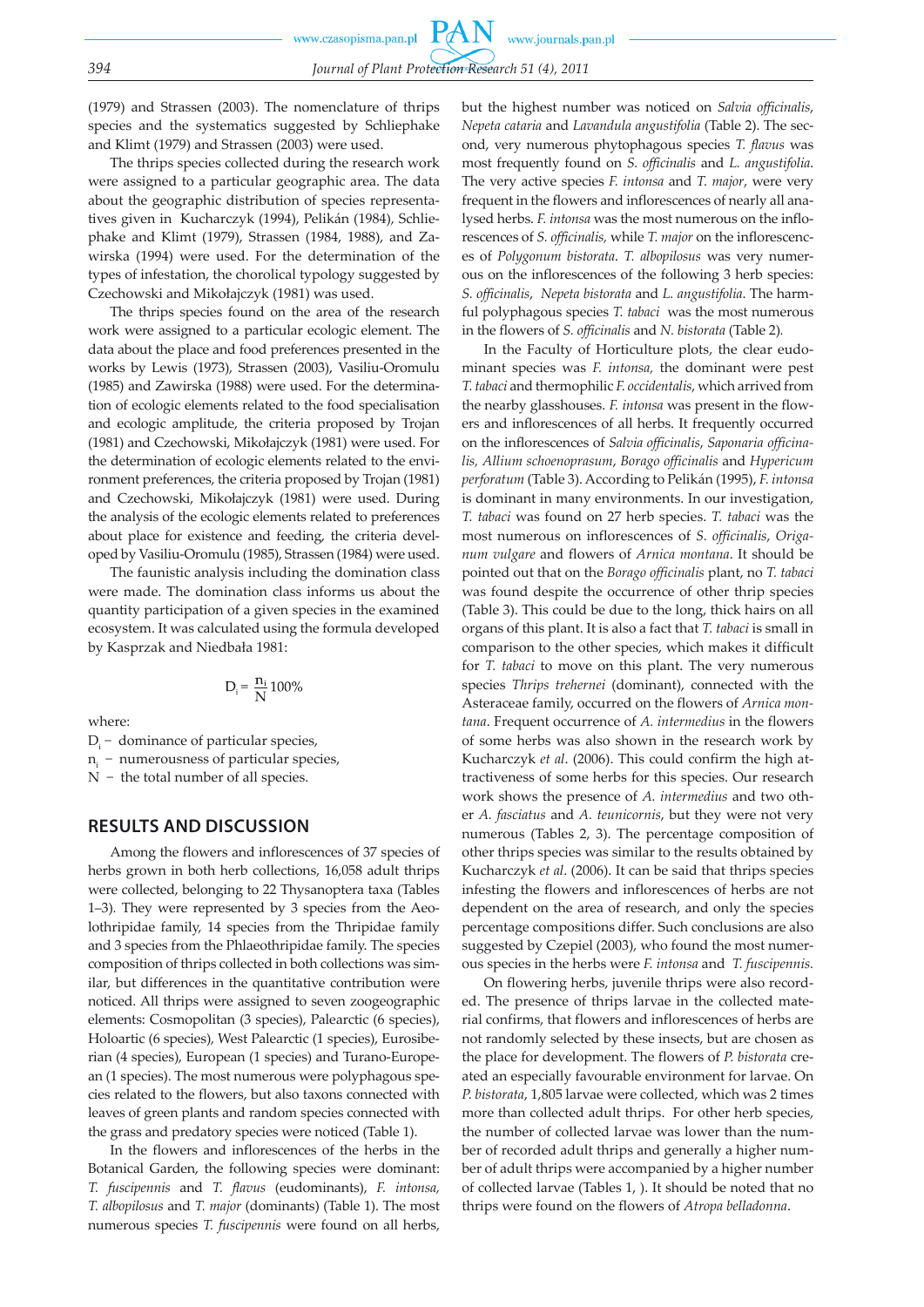(1979) and Strassen (2003). The nomenclature of thrips species and the systematics suggested by Schliephake and Klimt (1979) and Strassen (2003) were used.

The thrips species collected during the research work were assigned to a particular geographic area. The data about the geographic distribution of species representatives given in Kucharczyk (1994), Pelikán (1984), Schliephake and Klimt (1979), Strassen (1984, 1988), and Zawirska (1994) were used. For the determination of the types of infestation, the chorological typology suggested by Czechowski and Mikołajczyk (1981) was used.

The thrips species found on the area of the research work were assigned to a particular ecologic element. The data about the place and food preferences presented in the works by Lewis (1973), Strassen (2003), Vasiliu-Oromulu (1985) and Zawirska (1988) were used. For the determination of ecologic elements related to the food specialisation and ecologic amplitude, the criteria proposed by Trojan (1981) and Czechowski, Mikołajczyk (1981) were used. For the determination of ecologic elements related to the environment preferences, the criteria proposed by Trojan (1981) and Czechowski, Mikołajczyk (1981) were used. During the analysis of the ecologic elements related to preferences about place for existence and feeding, the criteria developed by Vasiliu-Oromulu (1985), Strassen (1984) were used.

The faunistic analysis including the domination class were made. The domination class informs us about the quantity participation of a given species in the examined ecosystem. It was calculated using the formula developed by Kasprzak and Niedbała 1981:

$$D_i = \frac{n_i}{N} 100\%$$

where:

$D_i$ – dominance of particular species,
$n_i$ – numerousness of particular species,
$N$ – the total number of all species.

## RESULTS AND DISCUSSION

Among the flowers and inflorescences of 37 species of herbs grown in both herb collections, 16,058 adult thrips were collected, belonging to 22 Thysanoptera taxa (Tables 1–3). They were represented by 3 species from the Aeolothripidae family, 14 species from the Thripidae family and 3 species from the Phlaeothripidae family. The species composition of thrips collected in both collections was similar, but differences in the quantitative contribution were noticed. All thrips were assigned to seven zoogeographic elements: Cosmopolitan (3 species), Palearctic (6 species), Holoartic (6 species), West Palearctic (1 species), Eurosiberian (4 species), European (1 species) and Turano-European (1 species). The most numerous were polyphagous species related to the flowers, but also taxons connected with leaves of green plants and random species connected with the grass and predatory species were noticed (Table 1).

In the flowers and inflorescences of the herbs in the Botanical Garden, the following species were dominant: *T. fuscipennis* and *T. flavus* (eudominants), *F. intonsa, T. albopilosus* and *T. major* (dominants) (Table 1). The most numerous species *T. fuscipennis* were found on all herbs, but the highest number was noticed on *Salvia officinalis*, *Nepeta cataria* and *Lavandula angustifolia* (Table 2). The second, very numerous phytophagous species *T. flavus* was most frequently found on *S. officinalis* and *L. angustifolia*. The very active species *F. intonsa* and *T. major*, were very frequent in the flowers and inflorescences of nearly all analysed herbs. *F. intonsa* was the most numerous on the inflorescences of *S. officinalis,* while *T. major* on the inflorescences of *Polygonum bistorata*. *T. albopilosus* was very numerous on the inflorescences of the following 3 herb species: *S. officinalis*, *Nepeta bistorata* and *L. angustifolia*. The harmful polyphagous species *T. tabaci* was the most numerous in the flowers of *S. officinalis* and *N. bistorata* (Table 2).

In the Faculty of Horticulture plots, the clear eudominant species was *F. intonsa,* the dominant were pest *T. tabaci* and thermophilic *F. occidentalis*, which arrived from the nearby glasshouses. *F. intonsa* was present in the flowers and inflorescences of all herbs. It frequently occurred on the inflorescences of *Salvia officinalis*, *Saponaria officinalis*, *Allium schoenoprasum*, *Borago officinalis* and *Hypericum perforatum* (Table 3). According to Pelikán (1995), *F. intonsa* is dominant in many environments. In our investigation, *T. tabaci* was found on 27 herb species. *T. tabaci* was the most numerous on inflorescences of *S. officinalis*, *Origanum vulgare* and flowers of *Arnica montana*. It should be pointed out that on the *Borago officinalis* plant, no *T. tabaci* was found despite the occurrence of other thrips species (Table 3). This could be due to the long, thick hairs on all organs of this plant. It is also a fact that *T. tabaci* is small in comparison to the other species, which makes it difficult for *T. tabaci* to move on this plant. The very numerous species *Thrips trehernei* (dominant), connected with the Asteraceae family, occurred on the flowers of *Arnica montana*. Frequent occurrence of *A. intermedius* in the flowers of some herbs was also shown in the research work by Kucharczyk *et al*. (2006). This could confirm the high attractiveness of some herbs for this species. Our research work shows the presence of *A. intermedius* and two other *A. fasciatus* and *A. teunicornis*, but they were not very numerous (Tables 2, 3). The percentage composition of other thrips species was similar to the results obtained by Kucharczyk *et al*. (2006). It can be said that thrips species infesting the flowers and inflorescences of herbs are not dependent on the area of research, and only the species percentage compositions differ. Such conclusions are also suggested by Czepiel (2003), who found the most numerous species in the herbs were *F. intonsa* and *T. fuscipennis.*

On flowering herbs, juvenile thrips were also recorded. The presence of thrips larvae in the collected material confirms, that flowers and inflorescences of herbs are not randomly selected by these insects, but are chosen as the place for development. The flowers of *P. bistorata* created an especially favourable environment for larvae. On *P. bistorata*, 1,805 larvae were collected, which was 2 times more than collected adult thrips. For other herb species, the number of collected larvae was lower than the number of recorded adult thrips and generally a higher number of adult thrips were accompanied by a higher number of collected larvae (Tables 1, ). It should be noted that no thrips were found on the flowers of *Atropa belladonna*.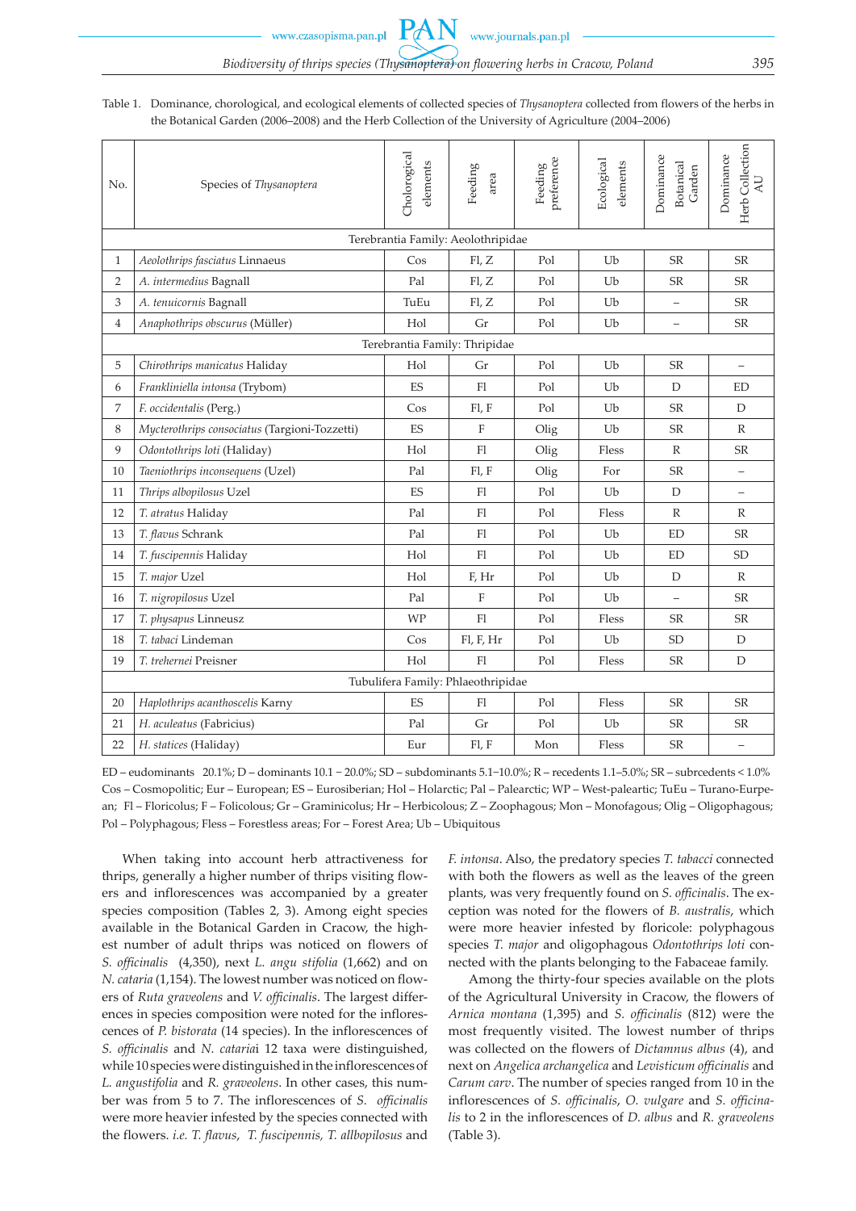Table 1. Dominance, chorological, and ecological elements of collected species of *Thysanoptera* collected from flowers of the herbs in the Botanical Garden (2006–2008) and the Herb Collection of the University of Agriculture (2004–2006)

| No. | Species of *Thysanoptera* | Chorological elements | Feeding area | Feeding preference | Ecological elements | Dominance Botanical Garden | Dominance Herb Collection AU |
|---|---|---|---|---|---|---|---|
| | Terebrantia Family: Aeolothripidae | | | | | | |
| 1 | *Aeolothrips fasciatus* Linnaeus | Cos | Fl, Z | Pol | Ub | SR | SR |
| 2 | *A. intermedius* Bagnall | Pal | Fl, Z | Pol | Ub | SR | SR |
| 3 | *A. tenuicornis* Bagnall | TuEu | Fl, Z | Pol | Ub | – | SR |
| 4 | *Anaphothrips obscurus* (Müller) | Hol | Gr | Pol | Ub | – | SR |
| | Terebrantia Family: Thripidae | | | | | | |
| 5 | *Chirothrips manicatus* Haliday | Hol | Gr | Pol | Ub | SR | – |
| 6 | *Frankliniella intonsa* (Trybom) | ES | Fl | Pol | Ub | D | ED |
| 7 | *F. occidentalis* (Perg.) | Cos | Fl, F | Pol | Ub | SR | D |
| 8 | *Mycterothrips consociatus* (Targioni-Tozzetti) | ES | F | Olig | Ub | SR | R |
| 9 | *Odontothrips loti* (Haliday) | Hol | Fl | Olig | Fless | R | SR |
| 10 | *Taeniothrips inconsequens* (Uzel) | Pal | Fl, F | Olig | For | SR | – |
| 11 | *Thrips albopilosus* Uzel | ES | Fl | Pol | Ub | D | – |
| 12 | *T. atratus* Haliday | Pal | Fl | Pol | Fless | R | R |
| 13 | *T. flavus* Schrank | Pal | Fl | Pol | Ub | ED | SR |
| 14 | *T. fuscipennis* Haliday | Hol | Fl | Pol | Ub | ED | SD |
| 15 | *T. major* Uzel | Hol | F, Hr | Pol | Ub | D | R |
| 16 | *T. nigropilosus* Uzel | Pal | F | Pol | Ub | – | SR |
| 17 | *T. physapus* Linneusz | WP | Fl | Pol | Fless | SR | SR |
| 18 | *T. tabaci* Lindeman | Cos | Fl, F, Hr | Pol | Ub | SD | D |
| 19 | *T. trehernei* Preisner | Hol | Fl | Pol | Fless | SR | D |
| | Tubulifera Family: Phlaeothripidae | | | | | | |
| 20 | *Haplothrips acanthoscelis* Karny | ES | Fl | Pol | Fless | SR | SR |
| 21 | *H. aculeatus* (Fabricius) | Pal | Gr | Pol | Ub | SR | SR |
| 22 | *H. statices* (Haliday) | Eur | Fl, F | Mon | Fless | SR | – |

ED – eudominants 20.1%; D – dominants 10.1 − 20.0%; SD – subdominants 5.1−10.0%; R – recedents 1.1–5.0%; SR – subrcedents < 1.0%
Cos – Cosmopolitic; Eur – European; ES – Eurosiberian; Hol – Holarctic; Pal – Palearctic; WP – West-paleartic; TuEu – Turano-Eurpean; Fl – Floricolus; F – Folicolous; Gr – Graminicolus; Hr – Herbicolous; Z – Zoophagous; Mon – Monofagous; Olig – Oligophagous; Pol – Polyphagous; Fless – Forestless areas; For – Forest Area; Ub – Ubiquitous

When taking into account herb attractiveness for thrips, generally a higher number of thrips visiting flowers and inflorescences was accompanied by a greater species composition (Tables 2, 3). Among eight species available in the Botanical Garden in Cracow, the highest number of adult thrips was noticed on flowers of *S. officinalis* (4,350), next *L. angu stifolia* (1,662) and on *N. cataria* (1,154). The lowest number was noticed on flowers of *Ruta graveolens* and *V. officinalis*. The largest differences in species composition were noted for the inflorescences of *P. bistorata* (14 species). In the inflorescences of *S. officinalis* and *N. catariai* 12 taxa were distinguished, while 10 species were distinguished in the inflorescences of *L. angustifolia* and *R. graveolens*. In other cases, this number was from 5 to 7. The inflorescences of *S. officinalis* were more heavier infested by the species connected with the flowers. *i.e. T. flavus*, *T. fuscipennis, T. allbopilosus* and *F. intonsa*. Also, the predatory species *T. tabacci* connected with both the flowers as well as the leaves of the green plants, was very frequently found on *S. officinalis*. The exception was noted for the flowers of *B. australis*, which were more heavier infested by floricole: polyphagous species *T. major* and oligophagous *Odontothrips loti* connected with the plants belonging to the Fabaceae family.

Among the thirty-four species available on the plots of the Agricultural University in Cracow, the flowers of *Arnica montana* (1,395) and *S. officinalis* (812) were the most frequently visited. The lowest number of thrips was collected on the flowers of *Dictamnus albus* (4), and next on *Angelica archangelica* and *Levisticum officinalis* and *Carum carv*. The number of species ranged from 10 in the inflorescences of *S. officinalis*, *O. vulgare* and *S. officinalis* to 2 in the inflorescences of *D. albus* and *R. graveolens* (Table 3).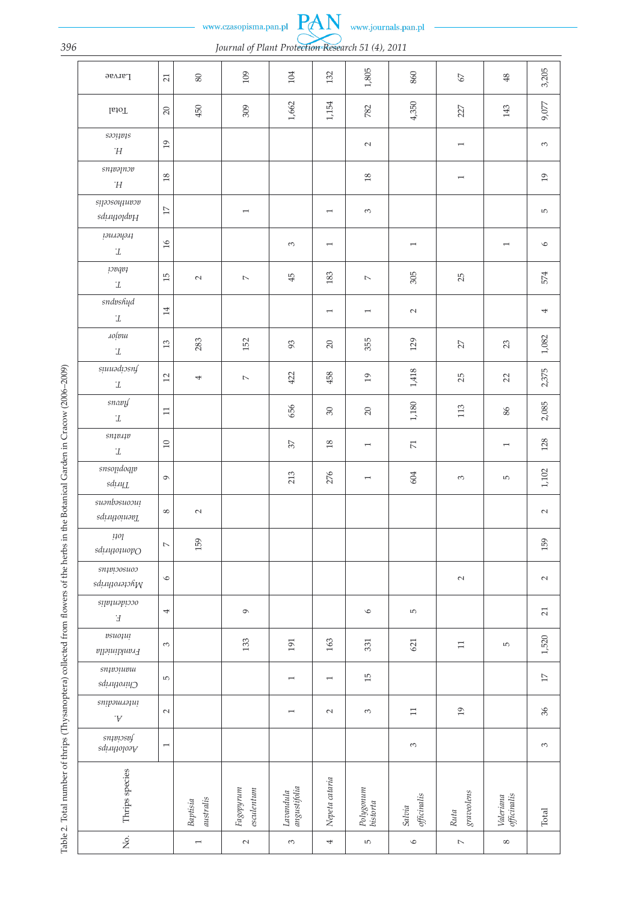Table 2. Total number of thrips (Thysanoptera) collected from flowers of the herbs in the Botanical Garden in Cracow (2006–2009)

| No. | Thrips species | *Aeolothrips fasciatus* | *A. intermedius* | *Chirothrips manicatus* | *Frankliniella intonsa* | *F. occidentalis* | *Mycterothrips consociatus* | *Odontothrips loti* | *Taeniothrips inconsequens* | *Thrips albopilosus* | *T. atratus* | *T. flavus* | *T. fuscipennis* | *T. major* | *T. physapus* | *T. tabaci* | *T. treherni* | *Haplothrips acanthoscelis* | *H. aculeatus* | *H. statices* | Total | Larvae |
|---|---|---|---|---|---|---|---|---|---|---|---|---|---|---|---|---|---|---|---|---|---|---|
| | | 1 | 2 | 5 | 3 | 4 | 6 | 7 | 8 | 9 | 10 | 11 | 12 | 13 | 14 | 15 | 16 | 17 | 18 | 19 | 20 | 21 |
| 1 | *Baptisia australis* | | | | | | | 159 | 2 | | | | 4 | 283 | | 2 | | | | | 450 | 80 |
| 2 | *Fagopyrum esculentum* | | | | 133 | 9 | | | | | | | 7 | 152 | | 7 | | 1 | | | 309 | 109 |
| 3 | *Lavandula angustifolia* | | 1 | 1 | 191 | | | | | 213 | 37 | 656 | 422 | 93 | | 45 | 3 | | | | 1,662 | 104 |
| 4 | *Nepeta cataria* | | 2 | 1 | 163 | | | | | 276 | 18 | 30 | 458 | 20 | 1 | 183 | 1 | 1 | | | 1,154 | 132 |
| 5 | *Polygonum bistorta* | | 3 | 15 | 331 | 6 | | | | 1 | 1 | 20 | 19 | 355 | 1 | 7 | | 3 | 18 | 2 | 782 | 1,805 |
| 6 | *Salvia officinalis* | 3 | 11 | | 621 | 5 | | | | 604 | 71 | 1,180 | 1,418 | 129 | 2 | 305 | 1 | | | | 4,350 | 860 |
| 7 | *Ruta graveolens* | | 19 | | 11 | | 2 | | | 3 | | 113 | 25 | 27 | | 25 | | | 1 | 1 | 227 | 67 |
| 8 | *Valeriana officinalis* | | | | 5 | | | | | 5 | 1 | 86 | 22 | 23 | | | 1 | | | | 143 | 48 |
| | Total | 3 | 36 | 17 | 1,520 | 21 | 2 | 159 | 2 | 1,102 | 128 | 2,085 | 2,375 | 1,082 | 4 | 574 | 6 | 5 | 19 | 3 | 9,077 | 3,205 |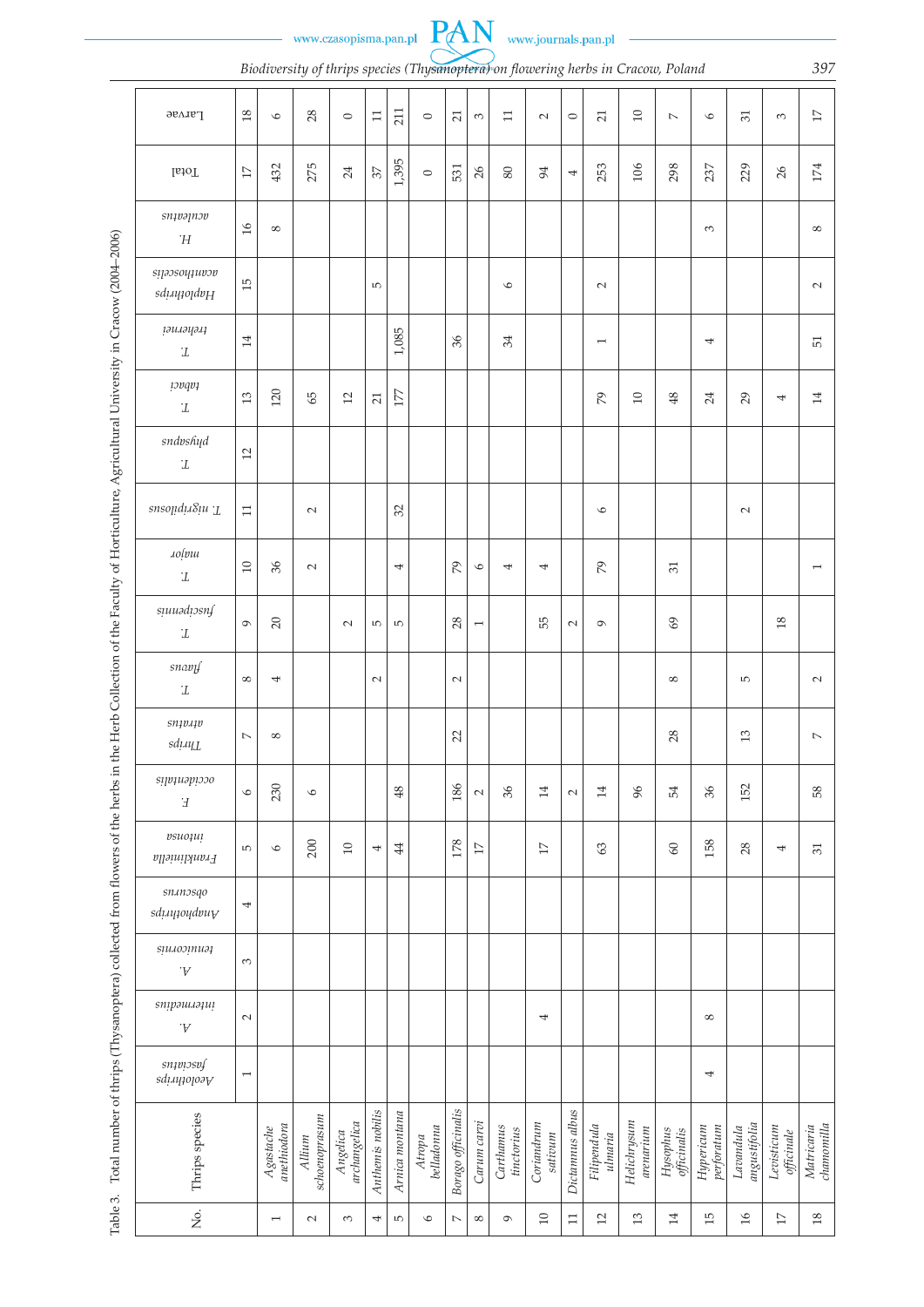Table 3. Total number of thrips (Thysanoptera) collected from flowers of the herbs in the Herb Collection of the Faculty of Horticulture, Agricultural University in Cracow (2004–2006)

| No. | Thrips species | *Aeolothrips fasciatus* | *A. intermedius* | *A. tenuicornis* | *Anaphothrips obscurus* | *Frankliniella intonsa* | *F. occidentalis* | *Thrips atratus* | *T. flavus* | *T. fuscipennis* | *T. major* | *T. nigripilosus* | *T. physapus* | *T. tabaci* | *T. trehernei* | *Haplothrips acanthoscelis* | *H. aculeatus* | Total | Larvae |
|---|---|---|---|---|---|---|---|---|---|---|---|---|---|---|---|---|---|---|---|
| | | 1 | 2 | 3 | 4 | 5 | 6 | 7 | 8 | 9 | 10 | 11 | 12 | 13 | 14 | 15 | 16 | 17 | 18 |
| 1 | *Agastache anethiodora* | | | | | 6 | 230 | 8 | 4 | 20 | 36 | | | 120 | | | 8 | 432 | 6 |
| 2 | *Allium schoenoprasum* | | | | | 200 | 6 | | | | 2 | 2 | | 65 | | | | 275 | 28 |
| 3 | *Angelica archangelica* | | | | | 10 | | | | 2 | | | | 12 | | | | 24 | 0 |
| 4 | *Anthemis nobilis* | | | | | 4 | | | 2 | 5 | | | | 21 | | 5 | | 37 | 11 |
| 5 | *Arnica montana* | | | | | 44 | 48 | | | 5 | 4 | 32 | | 177 | 1,085 | | | 1,395 | 211 |
| 6 | *Atropa belladonna* | | | | | | | | | | | | | | | | | 0 | 0 |
| 7 | *Borago officinalis* | | | | | 178 | 186 | 22 | 2 | 28 | 79 | | | | 36 | | | 531 | 21 |
| 8 | *Carum carvi* | | | | | 17 | 2 | | | 1 | 6 | | | | | | | 26 | 3 |
| 9 | *Carthamus tinctorius* | | | | | | 36 | | | | 4 | | | | 34 | 6 | | 80 | 11 |
| 10 | *Coriandrum sativum* | | 4 | | | 17 | 14 | | | 55 | 4 | | | | | | | 94 | 2 |
| 11 | *Dictamnus albus* | | | | | | 2 | | | 2 | | | | | | | | 4 | 0 |
| 12 | *Filipendula ulmaria* | | | | | 63 | 14 | | | 9 | 79 | 6 | | 79 | 1 | 2 | | 253 | 21 |
| 13 | *Helichrysum arenarium* | | | | | | 96 | | | | | | | 10 | | | | 106 | 10 |
| 14 | *Hysophus officinalis* | | | | | 60 | 54 | 28 | 8 | 69 | 31 | | | 48 | | | | 298 | 7 |
| 15 | *Hypericum perforatum* | 4 | 8 | | | 158 | 36 | | | | | | | 24 | 4 | | 3 | 237 | 6 |
| 16 | *Lavandula angustifolia* | | | | | 28 | 152 | 13 | 5 | | | 2 | | 29 | | | | 229 | 31 |
| 17 | *Levisticum officinale* | | | | | 4 | | | | 18 | | | | 4 | | | | 26 | 3 |
| 18 | *Matricaria chamomilla* | | | | | 31 | 58 | 7 | 2 | | 1 | | | 14 | 51 | 2 | 8 | 174 | 17 |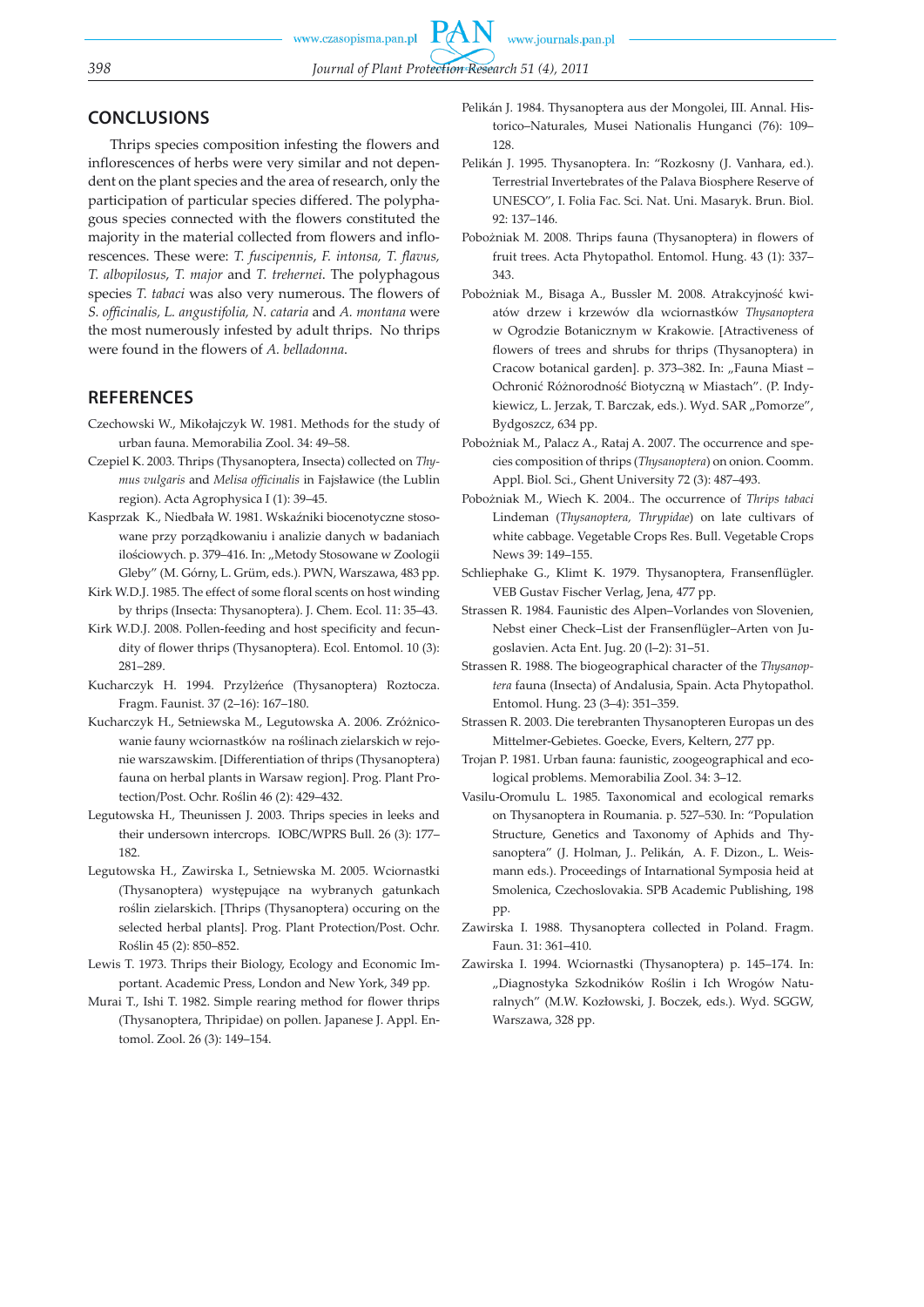## CONCLUSIONS

Thrips species composition infesting the flowers and inflorescences of herbs were very similar and not dependent on the plant species and the area of research, only the participation of particular species differed. The polyphagous species connected with the flowers constituted the majority in the material collected from flowers and inflorescences. These were: *T. fuscipennis*, *F. intonsa*, *T. flavus*, *T. albopilosus*, *T. major* and *T. trehernei*. The polyphagous species *T. tabaci* was also very numerous. The flowers of *S. officinalis*, *L. angustifolia*, *N. cataria* and *A. montana* were the most numerously infested by adult thrips. No thrips were found in the flowers of *A. belladonna*.

## REFERENCES

Czechowski W., Mikołajczyk W. 1981. Methods for the study of urban fauna. Memorabilia Zool. 34: 49–58.

Czepiel K. 2003. Thrips (Thysanoptera, Insecta) collected on *Thymus vulgaris* and *Melisa officinalis* in Fajsławice (the Lublin region). Acta Agrophysica I (1): 39–45.

Kasprzak K., Niedbała W. 1981. Wskaźniki biocenotyczne stosowane przy porządkowaniu i analizie danych w badaniach ilościowych. p. 379–416. In: „Metody Stosowane w Zoologii Gleby" (M. Górny, L. Grüm, eds.). PWN, Warszawa, 483 pp.

Kirk W.D.J. 1985. The effect of some floral scents on host winding by thrips (Insecta: Thysanoptera). J. Chem. Ecol. 11: 35–43.

Kirk W.D.J. 2008. Pollen-feeding and host specificity and fecundity of flower thrips (Thysanoptera). Ecol. Entomol. 10 (3): 281–289.

Kucharczyk H. 1994. Przylżeńce (Thysanoptera) Roztocza. Fragm. Faunist. 37 (2–16): 167–180.

Kucharczyk H., Setniewska M., Legutowska A. 2006. Zróżnicowanie fauny wciornastków na roślinach zielarskich w rejonie warszawskim. [Differentiation of thrips (Thysanoptera) fauna on herbal plants in Warsaw region]. Prog. Plant Protection/Post. Ochr. Roślin 46 (2): 429–432.

Legutowska H., Theunissen J. 2003. Thrips species in leeks and their undersown intercrops. IOBC/WPRS Bull. 26 (3): 177–182.

Legutowska H., Zawirska I., Setniewska M. 2005. Wciornastki (Thysanoptera) występujące na wybranych gatunkach roślin zielarskich. [Thrips (Thysanoptera) occuring on the selected herbal plants]. Prog. Plant Protection/Post. Ochr. Roślin 45 (2): 850–852.

Lewis T. 1973. Thrips their Biology, Ecology and Economic Important. Academic Press, London and New York, 349 pp.

Murai T., Ishi T. 1982. Simple rearing method for flower thrips (Thysanoptera, Thripidae) on pollen. Japanese J. Appl. Entomol. Zool. 26 (3): 149–154.

Pelikán J. 1984. Thysanoptera aus der Mongolei, III. Annal. Historico–Naturales, Musei Nationalis Hunganci (76): 109–128.

Pelikán J. 1995. Thysanoptera. In: "Rozkosny (J. Vanhara, ed.). Terrestrial Invertebrates of the Palava Biosphere Reserve of UNESCO", I. Folia Fac. Sci. Nat. Uni. Masaryk. Brun. Biol. 92: 137–146.

Pobożniak M. 2008. Thrips fauna (Thysanoptera) in flowers of fruit trees. Acta Phytopathol. Entomol. Hung. 43 (1): 337–343.

Pobożniak M., Bisaga A., Bussler M. 2008. Atrakcyjność kwiatów drzew i krzewów dla wciornastków *Thysanoptera* w Ogrodzie Botanicznym w Krakowie. [Atractiveness of flowers of trees and shrubs for thrips (Thysanoptera) in Cracow botanical garden]. p. 373–382. In: „Fauna Miast – Ochronić Różnorodność Biotyczną w Miastach". (P. Indykiewicz, L. Jerzak, T. Barczak, eds.). Wyd. SAR „Pomorze", Bydgoszcz, 634 pp.

Pobożniak M., Palacz A., Rataj A. 2007. The occurrence and species composition of thrips (*Thysanoptera*) on onion. Coomm. Appl. Biol. Sci., Ghent University 72 (3): 487–493.

Pobożniak M., Wiech K. 2004.. The occurrence of *Thrips tabaci* Lindeman (*Thysanoptera, Thrypidae*) on late cultivars of white cabbage. Vegetable Crops Res. Bull. Vegetable Crops News 39: 149–155.

Schliephake G., Klimt K. 1979. Thysanoptera, Fransenflügler. VEB Gustav Fischer Verlag, Jena, 477 pp.

Strassen R. 1984. Faunistic des Alpen–Vorlandes von Slovenien, Nebst einer Check–List der Fransenflügler–Arten von Jugoslavien. Acta Ent. Jug. 20 (l–2): 31–51.

Strassen R. 1988. The biogeographical character of the *Thysanoptera* fauna (Insecta) of Andalusia, Spain. Acta Phytopathol. Entomol. Hung. 23 (3–4): 351–359.

Strassen R. 2003. Die terebranten Thysanopteren Europas un des Mittelmer-Gebietes. Goecke, Evers, Keltern, 277 pp.

Trojan P. 1981. Urban fauna: faunistic, zoogeographical and ecological problems. Memorabilia Zool. 34: 3–12.

Vasilu-Oromulu L. 1985. Taxonomical and ecological remarks on Thysanoptera in Roumania. p. 527–530. In: "Population Structure, Genetics and Taxonomy of Aphids and Thysanoptera" (J. Holman, J.. Pelikán, A. F. Dizon., L. Weismann eds.). Proceedings of Intarnational Symposia heid at Smolenica, Czechoslovakia. SPB Academic Publishing, 198 pp.

Zawirska I. 1988. Thysanoptera collected in Poland. Fragm. Faun. 31: 361–410.

Zawirska I. 1994. Wciornastki (Thysanoptera) p. 145–174. In: „Diagnostyka Szkodników Roślin i Ich Wrogów Naturalnych" (M.W. Kozłowski, J. Boczek, eds.). Wyd. SGGW, Warszawa, 328 pp.